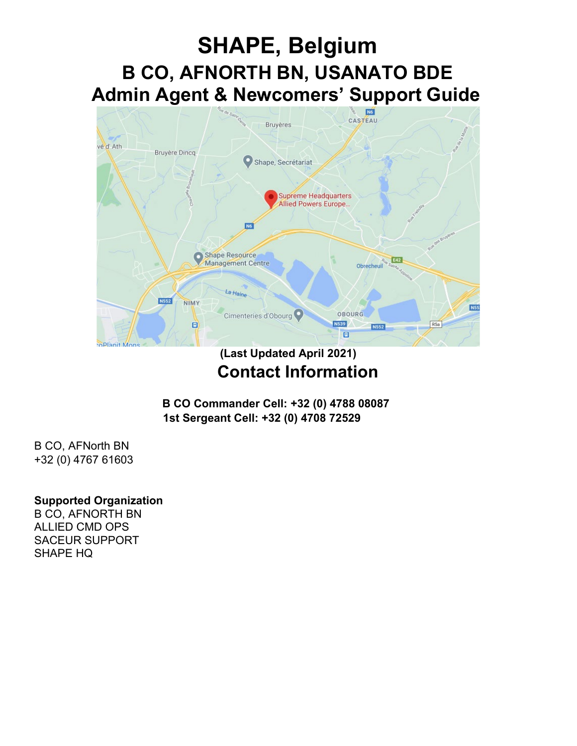# SHAPE, Belgium

## B CO, AFNORTH BN, USANATO BDE

## Admin Agent & Newcomers' Support Guide

(Last Updated April 2021)

## Contact Information

**B CO Commander Cell: +32 (0) 4788 08087**
**1st Sergeant Cell: +32 (0) 4708 72529**

B CO, AFNorth BN
+32 (0) 4767 61603

**Supported Organization**
B CO, AFNORTH BN
ALLIED CMD OPS
SACEUR SUPPORT
SHAPE HQ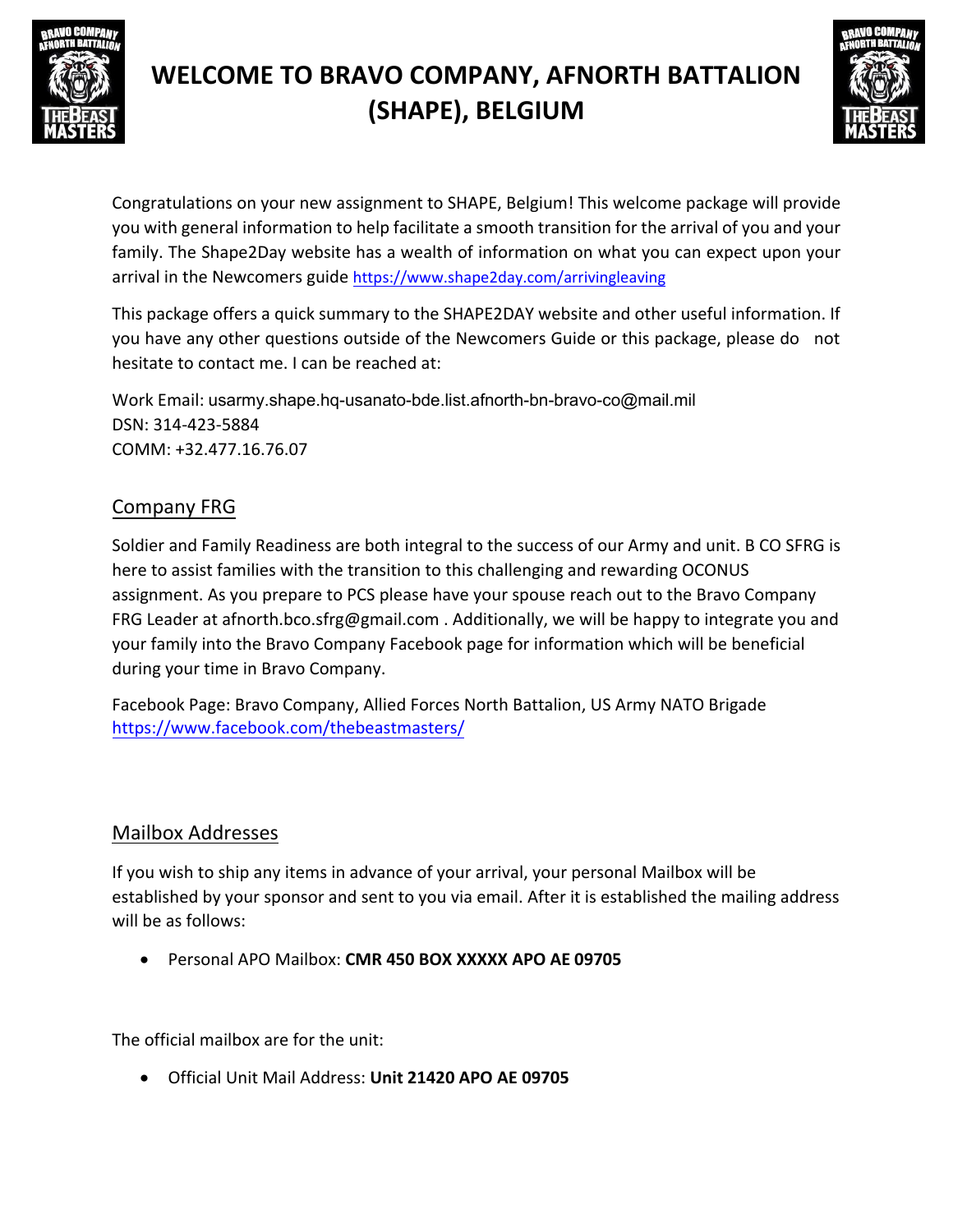# WELCOME TO BRAVO COMPANY, AFNORTH BATTALION (SHAPE), BELGIUM

Congratulations on your new assignment to SHAPE, Belgium! This welcome package will provide you with general information to help facilitate a smooth transition for the arrival of you and your family. The Shape2Day website has a wealth of information on what you can expect upon your arrival in the Newcomers guide https://www.shape2day.com/arrivingleaving

This package offers a quick summary to the SHAPE2DAY website and other useful information. If you have any other questions outside of the Newcomers Guide or this package, please do not hesitate to contact me. I can be reached at:

Work Email: usarmy.shape.hq-usanato-bde.list.afnorth-bn-bravo-co@mail.mil
DSN: 314-423-5884
COMM: +32.477.16.76.07

## Company FRG

Soldier and Family Readiness are both integral to the success of our Army and unit. B CO SFRG is here to assist families with the transition to this challenging and rewarding OCONUS assignment. As you prepare to PCS please have your spouse reach out to the Bravo Company FRG Leader at afnorth.bco.sfrg@gmail.com . Additionally, we will be happy to integrate you and your family into the Bravo Company Facebook page for information which will be beneficial during your time in Bravo Company.

Facebook Page: Bravo Company, Allied Forces North Battalion, US Army NATO Brigade
https://www.facebook.com/thebeastmasters/

## Mailbox Addresses

If you wish to ship any items in advance of your arrival, your personal Mailbox will be established by your sponsor and sent to you via email. After it is established the mailing address will be as follows:

- Personal APO Mailbox: **CMR 450 BOX XXXXX APO AE 09705**

The official mailbox are for the unit:

- Official Unit Mail Address: **Unit 21420 APO AE 09705**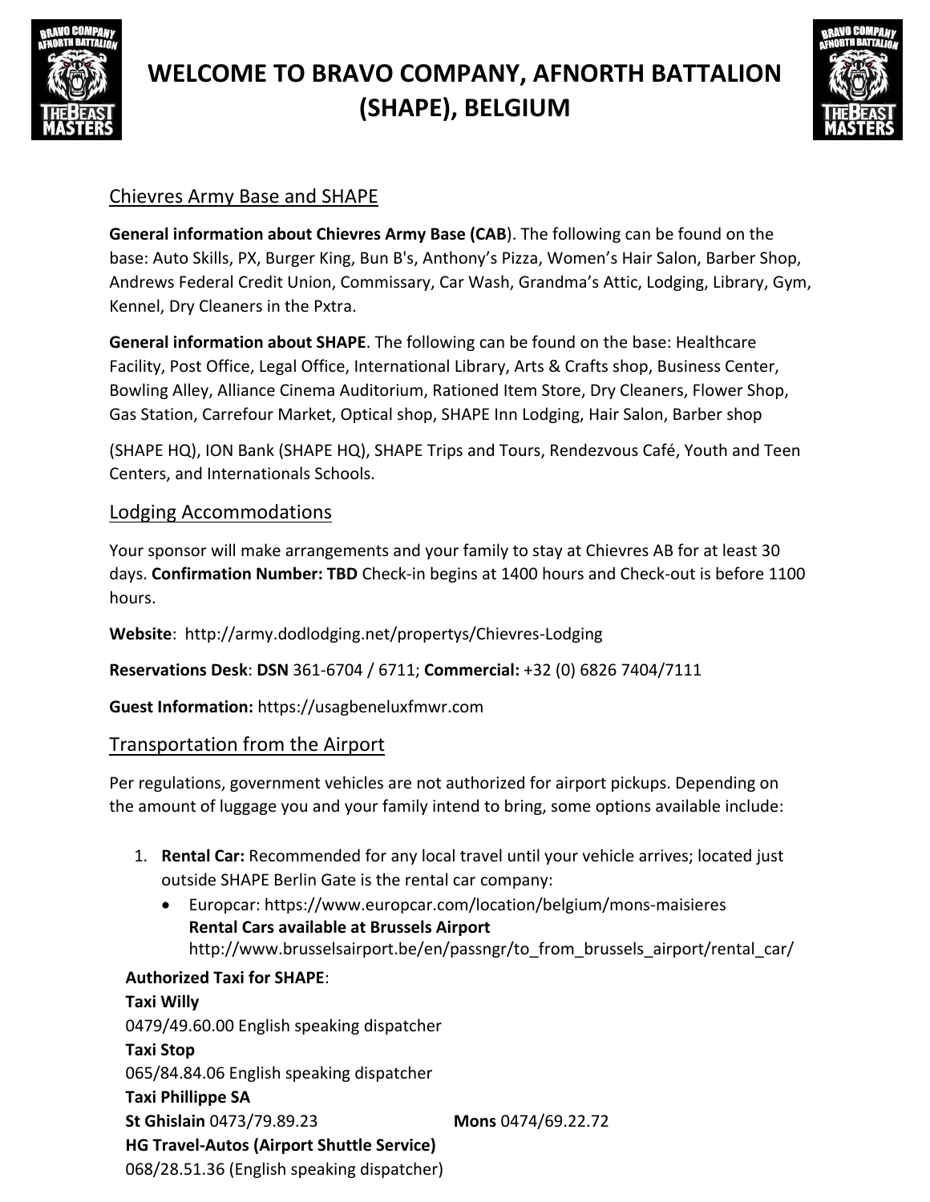# WELCOME TO BRAVO COMPANY, AFNORTH BATTALION (SHAPE), BELGIUM

## Chievres Army Base and SHAPE

**General information about Chievres Army Base (CAB**). The following can be found on the base: Auto Skills, PX, Burger King, Bun B's, Anthony's Pizza, Women's Hair Salon, Barber Shop, Andrews Federal Credit Union, Commissary, Car Wash, Grandma's Attic, Lodging, Library, Gym, Kennel, Dry Cleaners in the Pxtra.

**General information about SHAPE**. The following can be found on the base: Healthcare Facility, Post Office, Legal Office, International Library, Arts & Crafts shop, Business Center, Bowling Alley, Alliance Cinema Auditorium, Rationed Item Store, Dry Cleaners, Flower Shop, Gas Station, Carrefour Market, Optical shop, SHAPE Inn Lodging, Hair Salon, Barber shop

(SHAPE HQ), ION Bank (SHAPE HQ), SHAPE Trips and Tours, Rendezvous Café, Youth and Teen Centers, and Internationals Schools.

## Lodging Accommodations

Your sponsor will make arrangements and your family to stay at Chievres AB for at least 30 days. **Confirmation Number: TBD** Check-in begins at 1400 hours and Check-out is before 1100 hours.

**Website**: http://army.dodlodging.net/propertys/Chievres-Lodging

**Reservations Desk**: **DSN** 361-6704 / 6711; **Commercial:** +32 (0) 6826 7404/7111

**Guest Information:** https://usagbeneluxfmwr.com

## Transportation from the Airport

Per regulations, government vehicles are not authorized for airport pickups. Depending on the amount of luggage you and your family intend to bring, some options available include:

1. **Rental Car:** Recommended for any local travel until your vehicle arrives; located just outside SHAPE Berlin Gate is the rental car company:
   - Europcar: https://www.europcar.com/location/belgium/mons-maisieres
     **Rental Cars available at Brussels Airport**
     http://www.brusselsairport.be/en/passngr/to_from_brussels_airport/rental_car/

**Authorized Taxi for SHAPE**:
**Taxi Willy**
0479/49.60.00 English speaking dispatcher
**Taxi Stop**
065/84.84.06 English speaking dispatcher
**Taxi Phillippe SA**
**St Ghislain** 0473/79.89.23 **Mons** 0474/69.22.72
**HG Travel-Autos (Airport Shuttle Service)**
068/28.51.36 (English speaking dispatcher)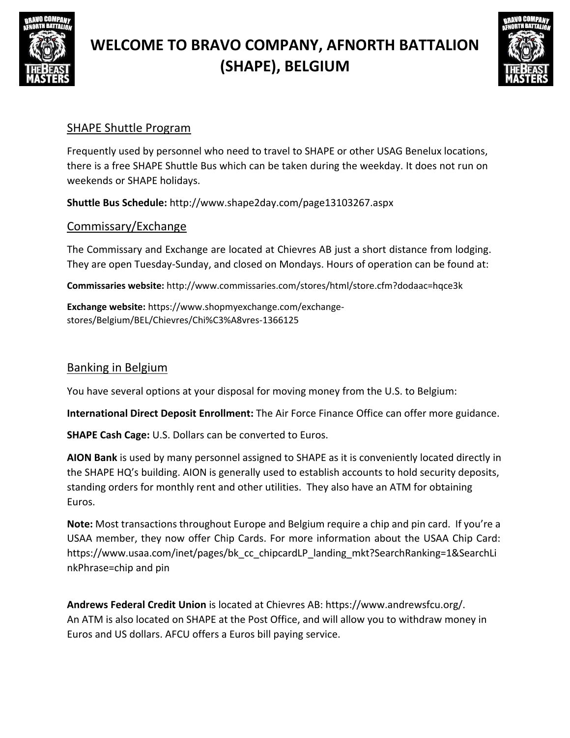# WELCOME TO BRAVO COMPANY, AFNORTH BATTALION (SHAPE), BELGIUM

## SHAPE Shuttle Program

Frequently used by personnel who need to travel to SHAPE or other USAG Benelux locations, there is a free SHAPE Shuttle Bus which can be taken during the weekday. It does not run on weekends or SHAPE holidays.

**Shuttle Bus Schedule:** http://www.shape2day.com/page13103267.aspx

## Commissary/Exchange

The Commissary and Exchange are located at Chievres AB just a short distance from lodging. They are open Tuesday-Sunday, and closed on Mondays. Hours of operation can be found at:

**Commissaries website:** http://www.commissaries.com/stores/html/store.cfm?dodaac=hqce3k

**Exchange website:** https://www.shopmyexchange.com/exchange-stores/Belgium/BEL/Chievres/Chi%C3%A8vres-1366125

## Banking in Belgium

You have several options at your disposal for moving money from the U.S. to Belgium:

**International Direct Deposit Enrollment:** The Air Force Finance Office can offer more guidance.

**SHAPE Cash Cage:** U.S. Dollars can be converted to Euros.

**AION Bank** is used by many personnel assigned to SHAPE as it is conveniently located directly in the SHAPE HQ's building. AION is generally used to establish accounts to hold security deposits, standing orders for monthly rent and other utilities. They also have an ATM for obtaining Euros.

**Note:** Most transactions throughout Europe and Belgium require a chip and pin card. If you're a USAA member, they now offer Chip Cards. For more information about the USAA Chip Card: https://www.usaa.com/inet/pages/bk_cc_chipcardLP_landing_mkt?SearchRanking=1&SearchLinkPhrase=chip and pin

**Andrews Federal Credit Union** is located at Chievres AB: https://www.andrewsfcu.org/.
An ATM is also located on SHAPE at the Post Office, and will allow you to withdraw money in Euros and US dollars. AFCU offers a Euros bill paying service.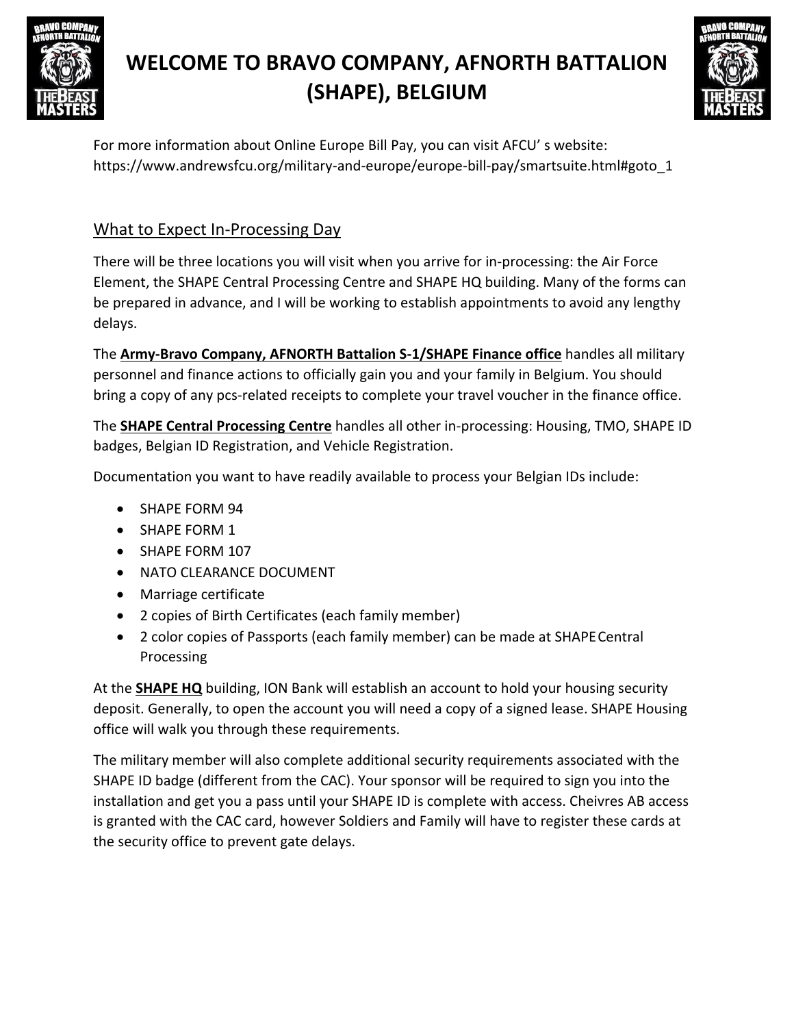For more information about Online Europe Bill Pay, you can visit AFCU' s website: https://www.andrewsfcu.org/military-and-europe/europe-bill-pay/smartsuite.html#goto_1

## What to Expect In-Processing Day

There will be three locations you will visit when you arrive for in-processing: the Air Force Element, the SHAPE Central Processing Centre and SHAPE HQ building. Many of the forms can be prepared in advance, and I will be working to establish appointments to avoid any lengthy delays.

The **Army-Bravo Company, AFNORTH Battalion S-1/SHAPE Finance office** handles all military personnel and finance actions to officially gain you and your family in Belgium. You should bring a copy of any pcs-related receipts to complete your travel voucher in the finance office.

The **SHAPE Central Processing Centre** handles all other in-processing: Housing, TMO, SHAPE ID badges, Belgian ID Registration, and Vehicle Registration.

Documentation you want to have readily available to process your Belgian IDs include:

- SHAPE FORM 94
- SHAPE FORM 1
- SHAPE FORM 107
- NATO CLEARANCE DOCUMENT
- Marriage certificate
- 2 copies of Birth Certificates (each family member)
- 2 color copies of Passports (each family member) can be made at SHAPE Central Processing

At the **SHAPE HQ** building, ION Bank will establish an account to hold your housing security deposit. Generally, to open the account you will need a copy of a signed lease. SHAPE Housing office will walk you through these requirements.

The military member will also complete additional security requirements associated with the SHAPE ID badge (different from the CAC). Your sponsor will be required to sign you into the installation and get you a pass until your SHAPE ID is complete with access. Cheivres AB access is granted with the CAC card, however Soldiers and Family will have to register these cards at the security office to prevent gate delays.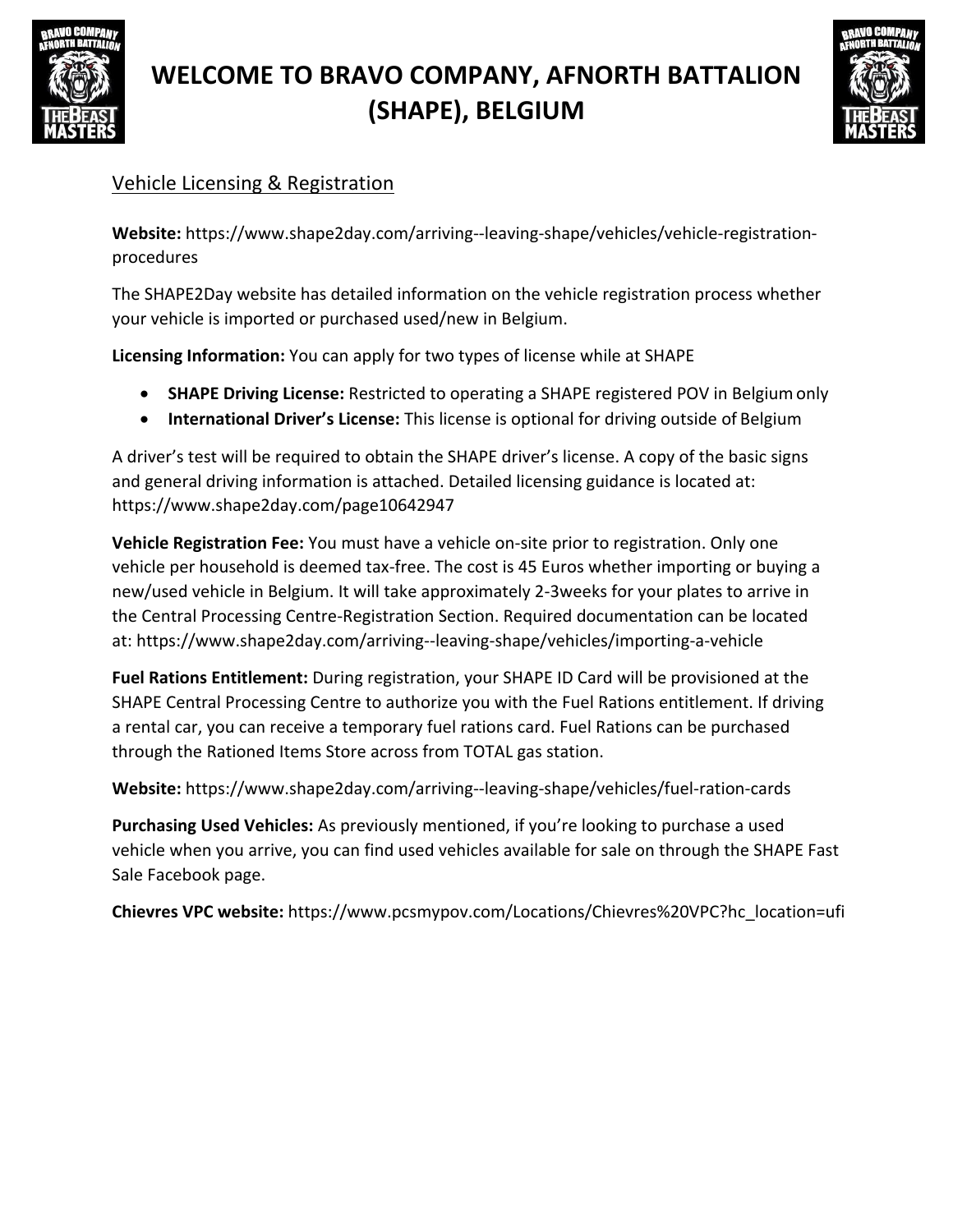# WELCOME TO BRAVO COMPANY, AFNORTH BATTALION (SHAPE), BELGIUM

## Vehicle Licensing & Registration

**Website:** https://www.shape2day.com/arriving--leaving-shape/vehicles/vehicle-registration-procedures

The SHAPE2Day website has detailed information on the vehicle registration process whether your vehicle is imported or purchased used/new in Belgium.

**Licensing Information:** You can apply for two types of license while at SHAPE

- **SHAPE Driving License:** Restricted to operating a SHAPE registered POV in Belgium only
- **International Driver's License:** This license is optional for driving outside of Belgium

A driver's test will be required to obtain the SHAPE driver's license. A copy of the basic signs and general driving information is attached. Detailed licensing guidance is located at: https://www.shape2day.com/page10642947

**Vehicle Registration Fee:** You must have a vehicle on-site prior to registration. Only one vehicle per household is deemed tax-free. The cost is 45 Euros whether importing or buying a new/used vehicle in Belgium. It will take approximately 2-3weeks for your plates to arrive in the Central Processing Centre-Registration Section. Required documentation can be located at: https://www.shape2day.com/arriving--leaving-shape/vehicles/importing-a-vehicle

**Fuel Rations Entitlement:** During registration, your SHAPE ID Card will be provisioned at the SHAPE Central Processing Centre to authorize you with the Fuel Rations entitlement. If driving a rental car, you can receive a temporary fuel rations card. Fuel Rations can be purchased through the Rationed Items Store across from TOTAL gas station.

**Website:** https://www.shape2day.com/arriving--leaving-shape/vehicles/fuel-ration-cards

**Purchasing Used Vehicles:** As previously mentioned, if you're looking to purchase a used vehicle when you arrive, you can find used vehicles available for sale on through the SHAPE Fast Sale Facebook page.

**Chievres VPC website:** https://www.pcsmypov.com/Locations/Chievres%20VPC?hc_location=ufi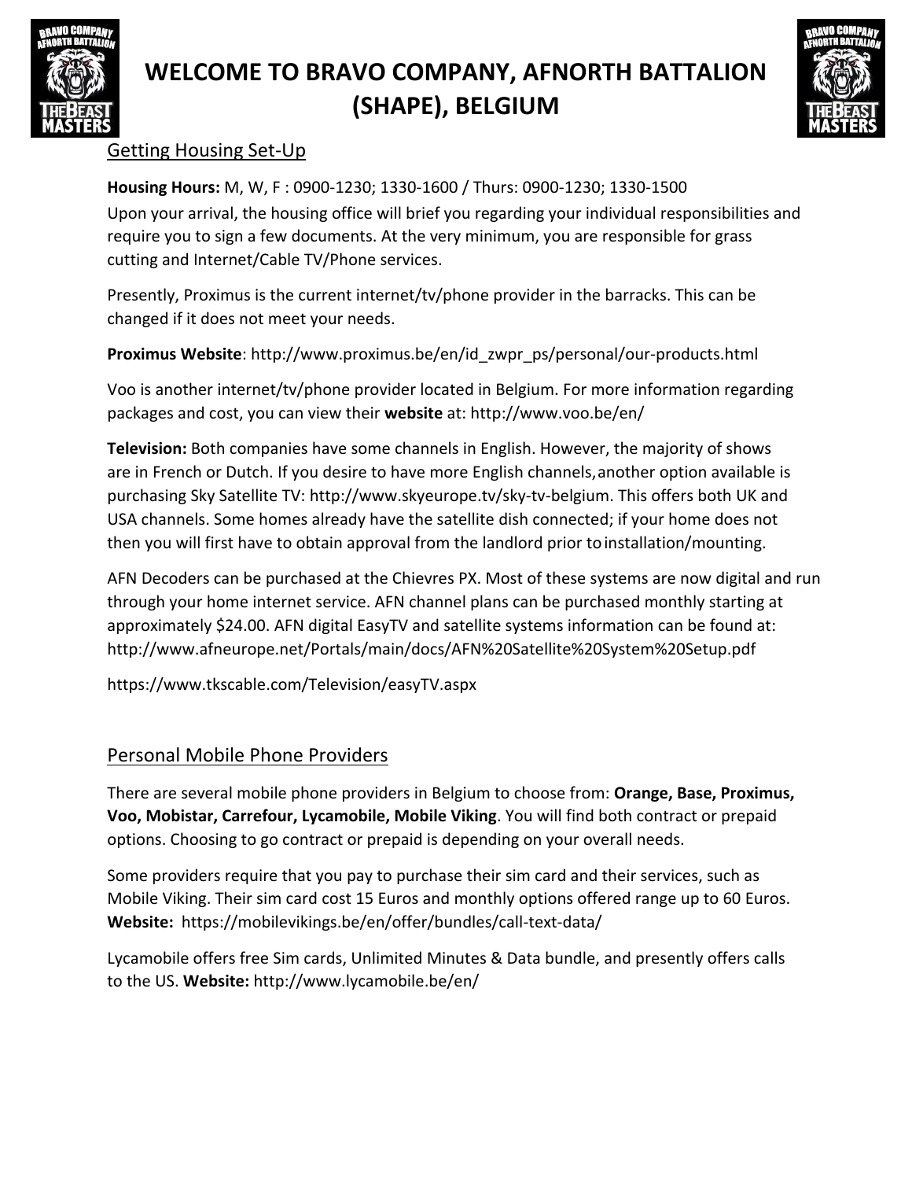# WELCOME TO BRAVO COMPANY, AFNORTH BATTALION (SHAPE), BELGIUM

## Getting Housing Set-Up

**Housing Hours:** M, W, F : 0900-1230; 1330-1600 / Thurs: 0900-1230; 1330-1500

Upon your arrival, the housing office will brief you regarding your individual responsibilities and require you to sign a few documents. At the very minimum, you are responsible for grass cutting and Internet/Cable TV/Phone services.

Presently, Proximus is the current internet/tv/phone provider in the barracks. This can be changed if it does not meet your needs.

**Proximus Website**: http://www.proximus.be/en/id_zwpr_ps/personal/our-products.html

Voo is another internet/tv/phone provider located in Belgium. For more information regarding packages and cost, you can view their **website** at: http://www.voo.be/en/

**Television:** Both companies have some channels in English. However, the majority of shows are in French or Dutch. If you desire to have more English channels, another option available is purchasing Sky Satellite TV: http://www.skyeurope.tv/sky-tv-belgium. This offers both UK and USA channels. Some homes already have the satellite dish connected; if your home does not then you will first have to obtain approval from the landlord prior to installation/mounting.

AFN Decoders can be purchased at the Chievres PX. Most of these systems are now digital and run through your home internet service. AFN channel plans can be purchased monthly starting at approximately $24.00. AFN digital EasyTV and satellite systems information can be found at: http://www.afneurope.net/Portals/main/docs/AFN%20Satellite%20System%20Setup.pdf

https://www.tkscable.com/Television/easyTV.aspx

## Personal Mobile Phone Providers

There are several mobile phone providers in Belgium to choose from: **Orange, Base, Proximus, Voo, Mobistar, Carrefour, Lycamobile, Mobile Viking**. You will find both contract or prepaid options. Choosing to go contract or prepaid is depending on your overall needs.

Some providers require that you pay to purchase their sim card and their services, such as Mobile Viking. Their sim card cost 15 Euros and monthly options offered range up to 60 Euros. **Website:** https://mobilevikings.be/en/offer/bundles/call-text-data/

Lycamobile offers free Sim cards, Unlimited Minutes & Data bundle, and presently offers calls to the US. **Website:** http://www.lycamobile.be/en/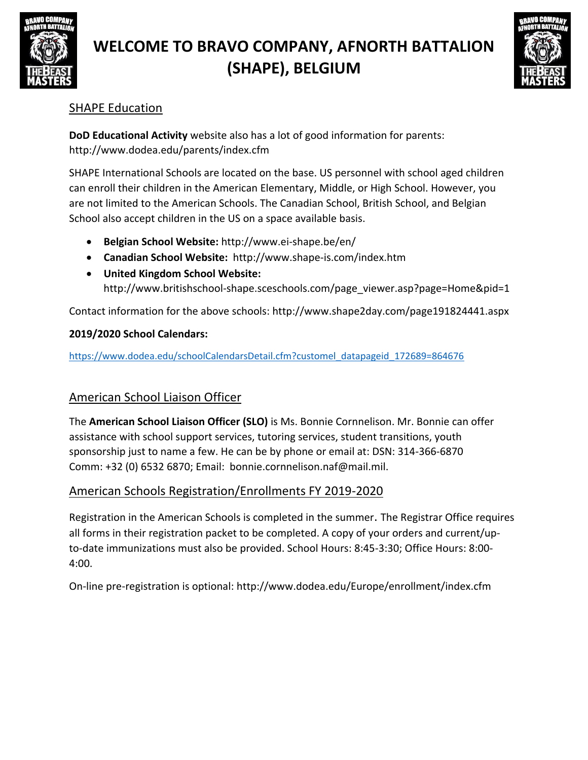# WELCOME TO BRAVO COMPANY, AFNORTH BATTALION (SHAPE), BELGIUM

## SHAPE Education

**DoD Educational Activity** website also has a lot of good information for parents: http://www.dodea.edu/parents/index.cfm

SHAPE International Schools are located on the base. US personnel with school aged children can enroll their children in the American Elementary, Middle, or High School. However, you are not limited to the American Schools. The Canadian School, British School, and Belgian School also accept children in the US on a space available basis.

- **Belgian School Website:** http://www.ei-shape.be/en/
- **Canadian School Website:** http://www.shape-is.com/index.htm
- **United Kingdom School Website:** http://www.britishschool-shape.sceschools.com/page_viewer.asp?page=Home&pid=1

Contact information for the above schools: http://www.shape2day.com/page191824441.aspx

**2019/2020 School Calendars:**

https://www.dodea.edu/schoolCalendarsDetail.cfm?customel_datapageid_172689=864676

## American School Liaison Officer

The **American School Liaison Officer (SLO)** is Ms. Bonnie Cornnelison. Mr. Bonnie can offer assistance with school support services, tutoring services, student transitions, youth sponsorship just to name a few. He can be by phone or email at: DSN: 314-366-6870 Comm: +32 (0) 6532 6870; Email: bonnie.cornnelison.naf@mail.mil.

## American Schools Registration/Enrollments FY 2019-2020

Registration in the American Schools is completed in the summer. The Registrar Office requires all forms in their registration packet to be completed. A copy of your orders and current/up-to-date immunizations must also be provided. School Hours: 8:45-3:30; Office Hours: 8:00-4:00.

On-line pre-registration is optional: http://www.dodea.edu/Europe/enrollment/index.cfm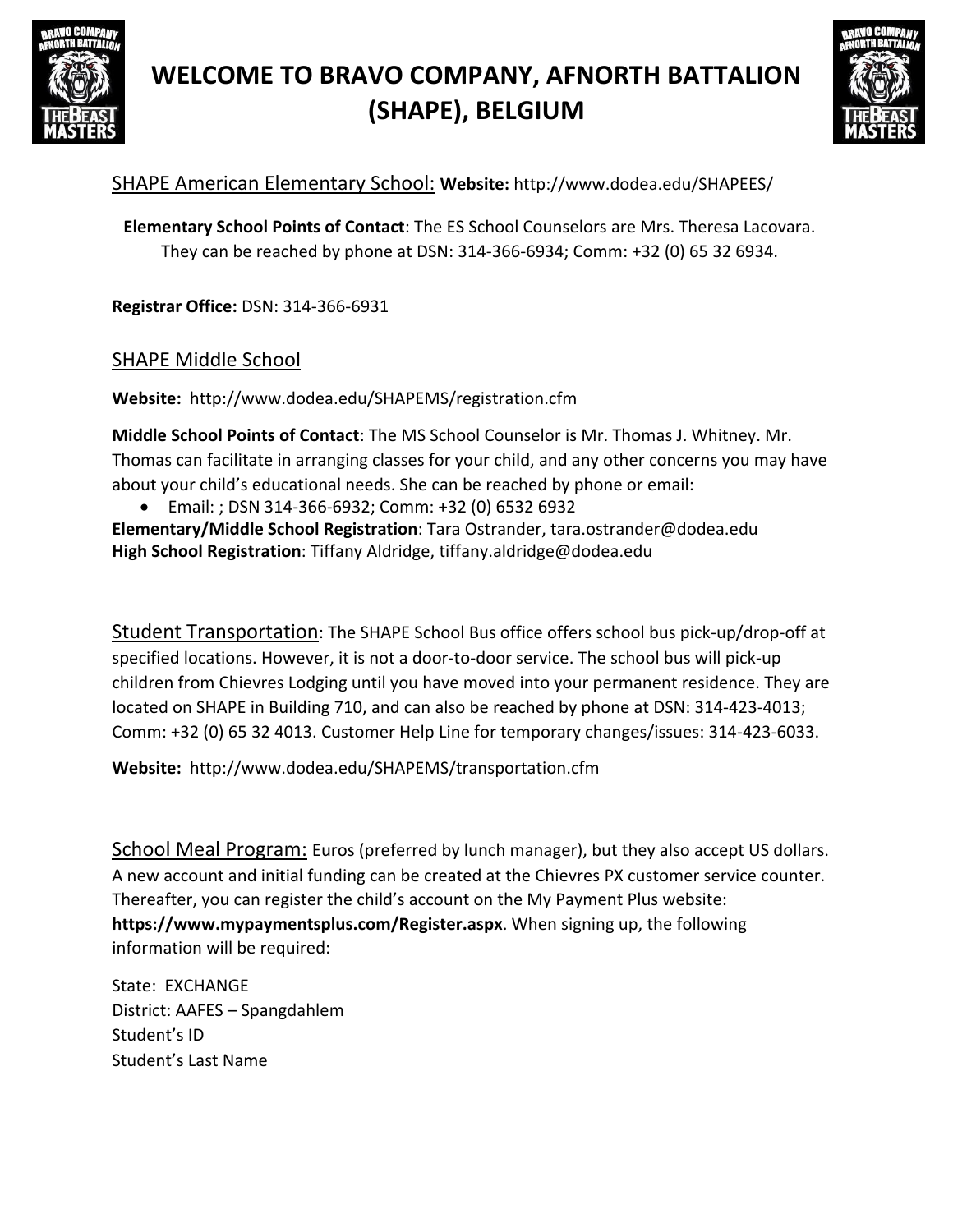# WELCOME TO BRAVO COMPANY, AFNORTH BATTALION (SHAPE), BELGIUM

## SHAPE American Elementary School: **Website:** http://www.dodea.edu/SHAPEES/

**Elementary School Points of Contact**: The ES School Counselors are Mrs. Theresa Lacovara. They can be reached by phone at DSN: 314-366-6934; Comm: +32 (0) 65 32 6934.

**Registrar Office:** DSN: 314-366-6931

## SHAPE Middle School

**Website:** http://www.dodea.edu/SHAPEMS/registration.cfm

**Middle School Points of Contact**: The MS School Counselor is Mr. Thomas J. Whitney. Mr. Thomas can facilitate in arranging classes for your child, and any other concerns you may have about your child's educational needs. She can be reached by phone or email:

- Email: ; DSN 314-366-6932; Comm: +32 (0) 6532 6932

**Elementary/Middle School Registration**: Tara Ostrander, tara.ostrander@dodea.edu
**High School Registration**: Tiffany Aldridge, tiffany.aldridge@dodea.edu

## Student Transportation

The SHAPE School Bus office offers school bus pick-up/drop-off at specified locations. However, it is not a door-to-door service. The school bus will pick-up children from Chievres Lodging until you have moved into your permanent residence. They are located on SHAPE in Building 710, and can also be reached by phone at DSN: 314-423-4013; Comm: +32 (0) 65 32 4013. Customer Help Line for temporary changes/issues: 314-423-6033.

**Website:** http://www.dodea.edu/SHAPEMS/transportation.cfm

## School Meal Program:

Euros (preferred by lunch manager), but they also accept US dollars. A new account and initial funding can be created at the Chievres PX customer service counter. Thereafter, you can register the child's account on the My Payment Plus website: **https://www.mypaymentsplus.com/Register.aspx**. When signing up, the following information will be required:

State: EXCHANGE
District: AAFES – Spangdahlem
Student's ID
Student's Last Name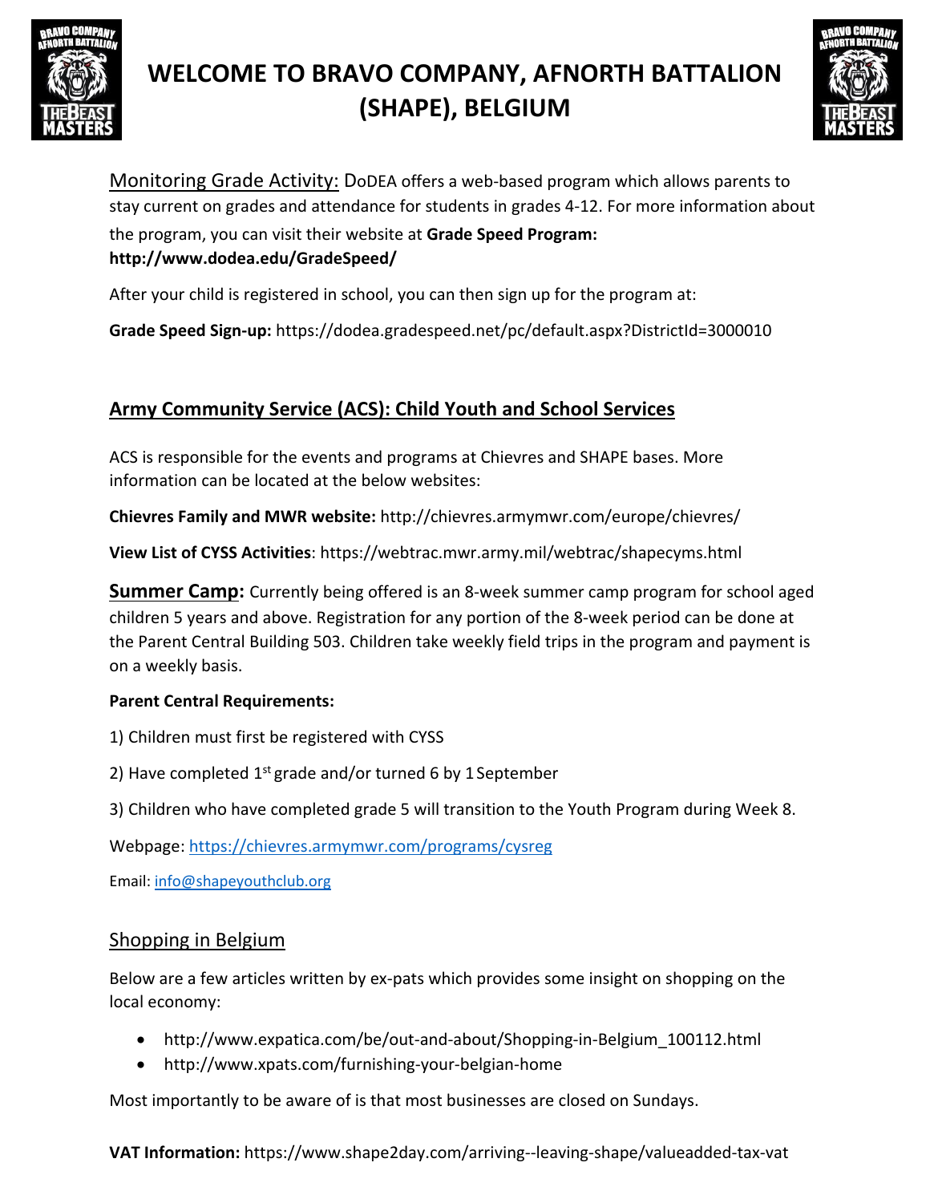# WELCOME TO BRAVO COMPANY, AFNORTH BATTALION (SHAPE), BELGIUM

Monitoring Grade Activity: DoDEA offers a web-based program which allows parents to stay current on grades and attendance for students in grades 4-12. For more information about the program, you can visit their website at **Grade Speed Program: http://www.dodea.edu/GradeSpeed/**

After your child is registered in school, you can then sign up for the program at:

**Grade Speed Sign-up:** https://dodea.gradespeed.net/pc/default.aspx?DistrictId=3000010

## Army Community Service (ACS): Child Youth and School Services

ACS is responsible for the events and programs at Chievres and SHAPE bases. More information can be located at the below websites:

**Chievres Family and MWR website:** http://chievres.armymwr.com/europe/chievres/

**View List of CYSS Activities**: https://webtrac.mwr.army.mil/webtrac/shapecyms.html

**Summer Camp:** Currently being offered is an 8-week summer camp program for school aged children 5 years and above. Registration for any portion of the 8-week period can be done at the Parent Central Building 503. Children take weekly field trips in the program and payment is on a weekly basis.

**Parent Central Requirements:**

1) Children must first be registered with CYSS

2) Have completed 1st grade and/or turned 6 by 1 September

3) Children who have completed grade 5 will transition to the Youth Program during Week 8.

Webpage: https://chievres.armymwr.com/programs/cysreg

Email: info@shapeyouthclub.org

## Shopping in Belgium

Below are a few articles written by ex-pats which provides some insight on shopping on the local economy:

- http://www.expatica.com/be/out-and-about/Shopping-in-Belgium_100112.html
- http://www.xpats.com/furnishing-your-belgian-home

Most importantly to be aware of is that most businesses are closed on Sundays.

**VAT Information:** https://www.shape2day.com/arriving--leaving-shape/valueadded-tax-vat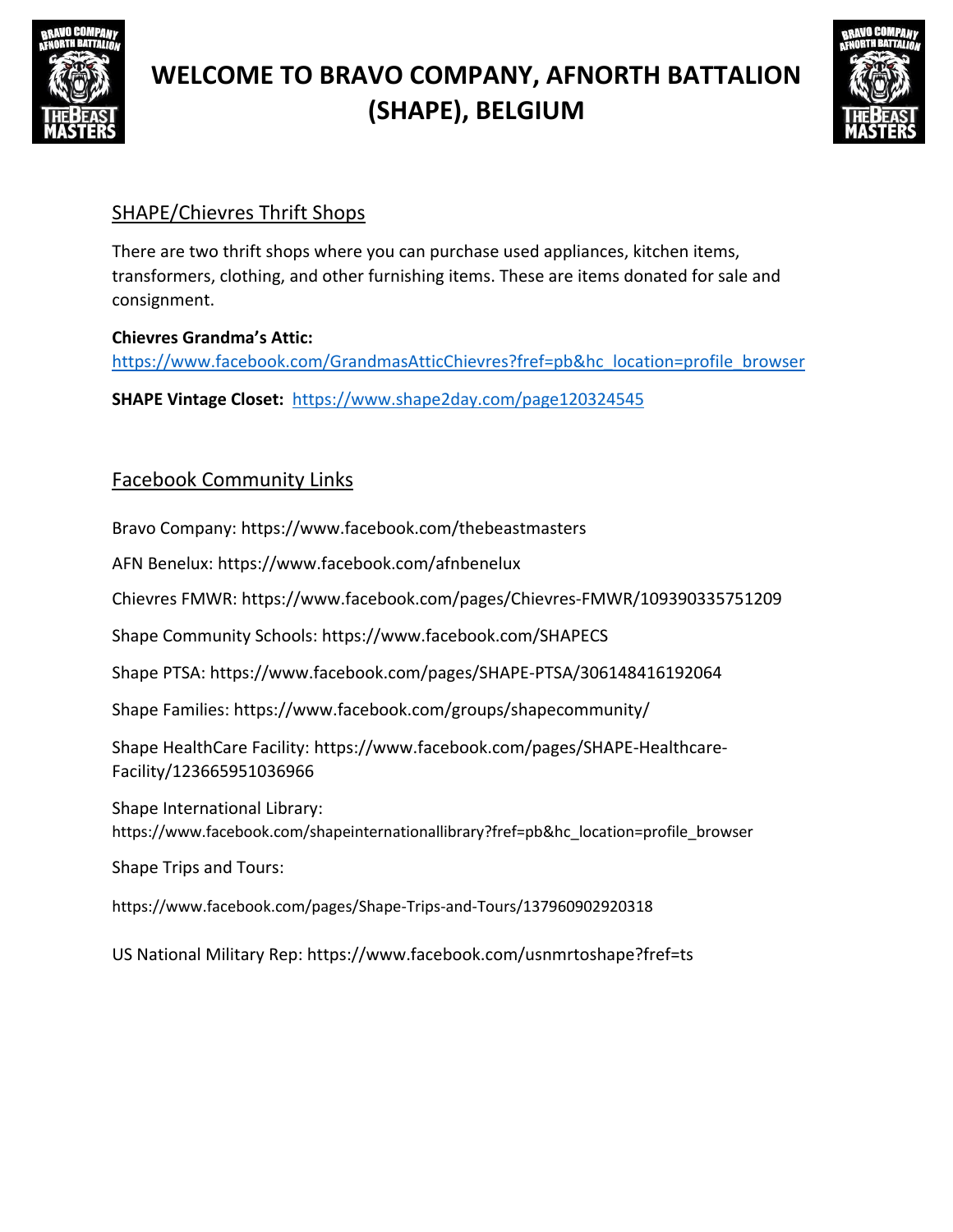# WELCOME TO BRAVO COMPANY, AFNORTH BATTALION (SHAPE), BELGIUM

## SHAPE/Chievres Thrift Shops

There are two thrift shops where you can purchase used appliances, kitchen items, transformers, clothing, and other furnishing items. These are items donated for sale and consignment.

**Chievres Grandma's Attic:**
https://www.facebook.com/GrandmasAtticChievres?fref=pb&hc_location=profile_browser

**SHAPE Vintage Closet:** https://www.shape2day.com/page120324545

## Facebook Community Links

Bravo Company: https://www.facebook.com/thebeastmasters

AFN Benelux: https://www.facebook.com/afnbenelux

Chievres FMWR: https://www.facebook.com/pages/Chievres-FMWR/109390335751209

Shape Community Schools: https://www.facebook.com/SHAPECS

Shape PTSA: https://www.facebook.com/pages/SHAPE-PTSA/306148416192064

Shape Families: https://www.facebook.com/groups/shapecommunity/

Shape HealthCare Facility: https://www.facebook.com/pages/SHAPE-Healthcare-Facility/123665951036966

Shape International Library:
https://www.facebook.com/shapeinternationallibrary?fref=pb&hc_location=profile_browser

Shape Trips and Tours:

https://www.facebook.com/pages/Shape-Trips-and-Tours/137960902920318

US National Military Rep: https://www.facebook.com/usnmrtoshape?fref=ts